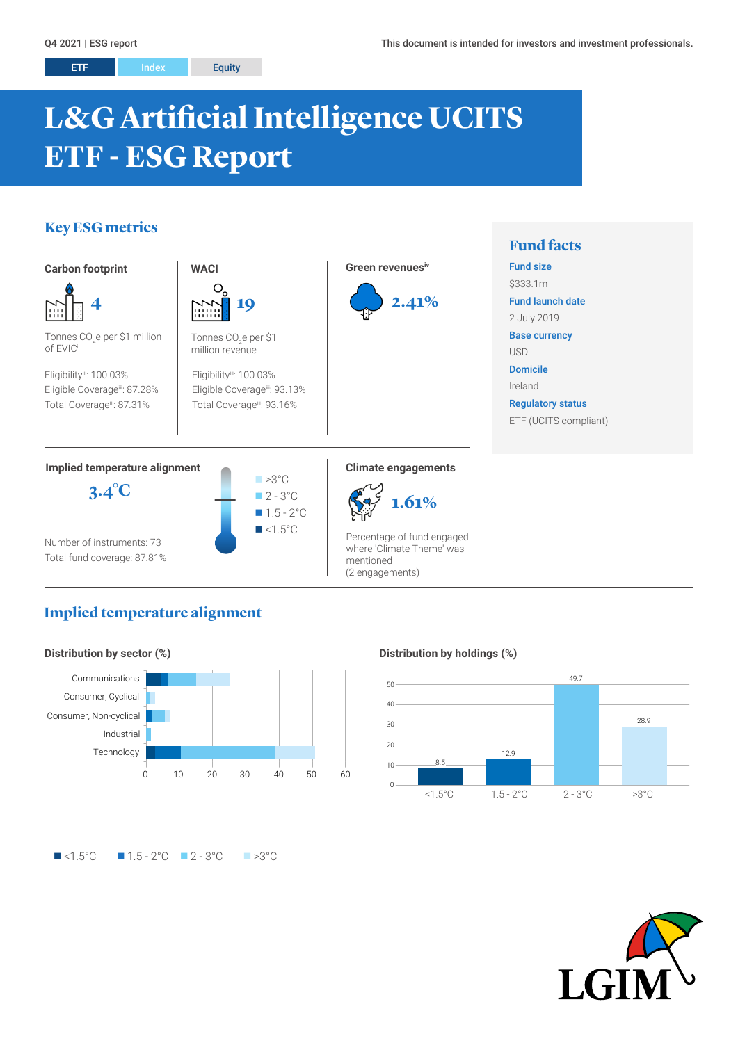Q4 2021 | ESG report

This document is intended for investors and investment professionals.

ETF | Index | Equity

# L&G Artificial Intelligence UCITS ETF - ESG Report

## Key ESG metrics

### Carbon footprint

**4**

Tonnes $CO_2e$ per $1 million of EVIC[ii]

Eligibility[iii]: 100.03%
Eligible Coverage[iii]: 87.28%
Total Coverage[iii]: 87.31%

### WACI

**19**

Tonnes $CO_2e$ per $1 million revenue[i]

Eligibility[iii]: 100.03%
Eligible Coverage[iii]: 93.13%
Total Coverage[iii]: 93.16%

### Green revenues[iv]

**2.41%**

### Implied temperature alignment

**3.4°C**

- >3°C
- 2 - 3°C
- 1.5 - 2°C
- <1.5°C

Number of instruments: 73
Total fund coverage: 87.81%

### Climate engagements

**1.61%**

Percentage of fund engaged where 'Climate Theme' was mentioned
(2 engagements)

## Fund facts

**Fund size**
$333.1m

**Fund launch date**
2 July 2019

**Base currency**
USD

**Domicile**
Ireland

**Regulatory status**
ETF (UCITS compliant)

## Implied temperature alignment

### Distribution by sector (%)

Sectors: Communications, Consumer, Cyclical, Consumer, Non-cyclical, Industrial, Technology

### Distribution by holdings (%)

| <1.5°C | 1.5 - 2°C | 2 - 3°C | >3°C |
|---|---|---|---|
| 8.5 | 12.9 | 49.7 | 28.9 |

■ <1.5°C ■ 1.5 - 2°C ■ 2 - 3°C ■ >3°C

LGIM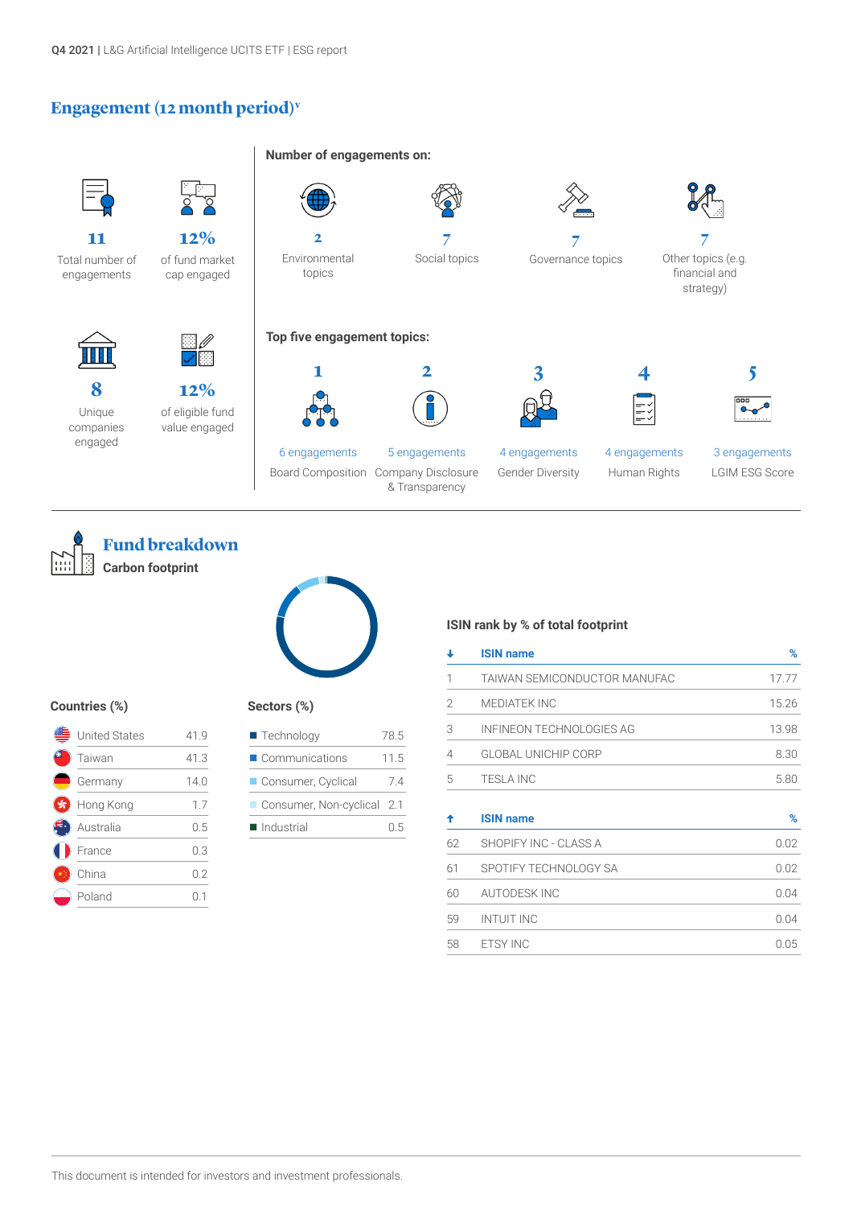## Engagement (12 month period)[v]

**11**
Total number of engagements

**12%**
of fund market cap engaged

**8**
Unique companies engaged

**12%**
of eligible fund value engaged

**Number of engagements on:**

**2** Environmental topics

**7** Social topics

**7** Governance topics

**7** Other topics (e.g. financial and strategy)

**Top five engagement topics:**

1. 6 engagements — Board Composition
2. 5 engagements — Company Disclosure & Transparency
3. 4 engagements — Gender Diversity
4. 4 engagements — Human Rights
5. 3 engagements — LGIM ESG Score

## Fund breakdown

**Carbon footprint**

**Countries (%)**

| Country | % |
|---|---|
| United States | 41.9 |
| Taiwan | 41.3 |
| Germany | 14.0 |
| Hong Kong | 1.7 |
| Australia | 0.5 |
| France | 0.3 |
| China | 0.2 |
| Poland | 0.1 |

**Sectors (%)**

| Sector | % |
|---|---|
| Technology | 78.5 |
| Communications | 11.5 |
| Consumer, Cyclical | 7.4 |
| Consumer, Non-cyclical | 2.1 |
| Industrial | 0.5 |

**ISIN rank by % of total footprint**

| ↓ | ISIN name | % |
|---|---|---|
| 1 | TAIWAN SEMICONDUCTOR MANUFAC | 17.77 |
| 2 | MEDIATEK INC | 15.26 |
| 3 | INFINEON TECHNOLOGIES AG | 13.98 |
| 4 | GLOBAL UNICHIP CORP | 8.30 |
| 5 | TESLA INC | 5.80 |

| ↑ | ISIN name | % |
|---|---|---|
| 62 | SHOPIFY INC - CLASS A | 0.02 |
| 61 | SPOTIFY TECHNOLOGY SA | 0.02 |
| 60 | AUTODESK INC | 0.04 |
| 59 | INTUIT INC | 0.04 |
| 58 | ETSY INC | 0.05 |

This document is intended for investors and investment professionals.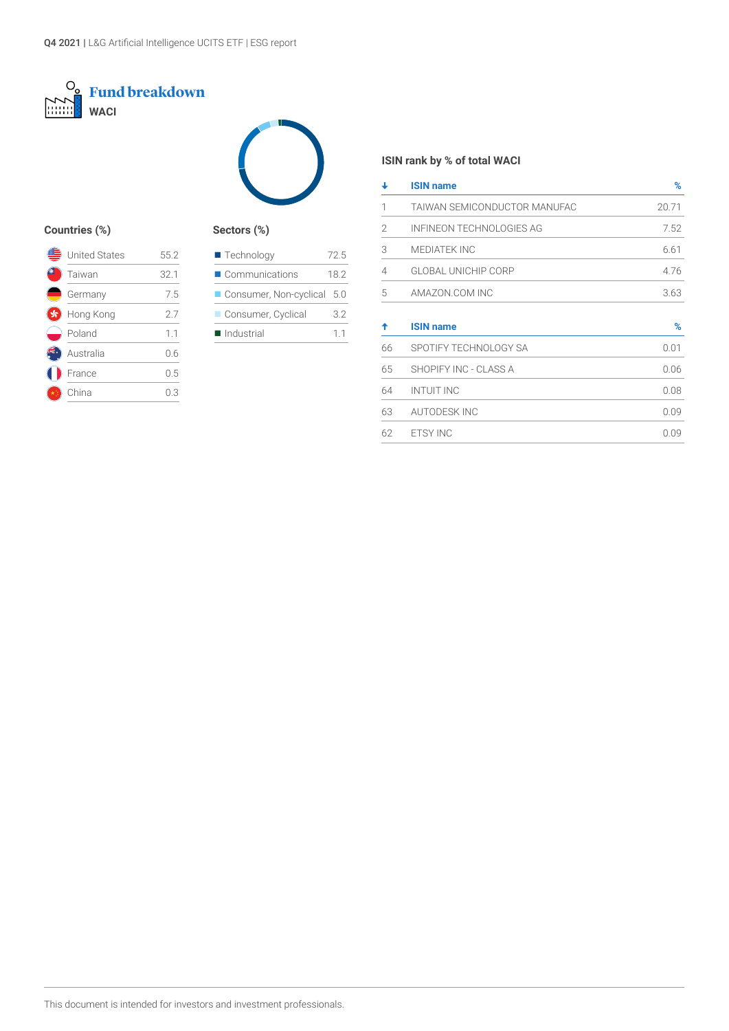## Fund breakdown

### WACI

#### Countries (%)

| Country | % |
|---|---|
| United States | 55.2 |
| Taiwan | 32.1 |
| Germany | 7.5 |
| Hong Kong | 2.7 |
| Poland | 1.1 |
| Australia | 0.6 |
| France | 0.5 |
| China | 0.3 |

#### Sectors (%)

| Sector | % |
|---|---|
| Technology | 72.5 |
| Communications | 18.2 |
| Consumer, Non-cyclical | 5.0 |
| Consumer, Cyclical | 3.2 |
| Industrial | 1.1 |

#### ISIN rank by % of total WACI

| ↓ | ISIN name | % |
|---|---|---|
| 1 | TAIWAN SEMICONDUCTOR MANUFAC | 20.71 |
| 2 | INFINEON TECHNOLOGIES AG | 7.52 |
| 3 | MEDIATEK INC | 6.61 |
| 4 | GLOBAL UNICHIP CORP | 4.76 |
| 5 | AMAZON.COM INC | 3.63 |

| ↑ | ISIN name | % |
|---|---|---|
| 66 | SPOTIFY TECHNOLOGY SA | 0.01 |
| 65 | SHOPIFY INC - CLASS A | 0.06 |
| 64 | INTUIT INC | 0.08 |
| 63 | AUTODESK INC | 0.09 |
| 62 | ETSY INC | 0.09 |

This document is intended for investors and investment professionals.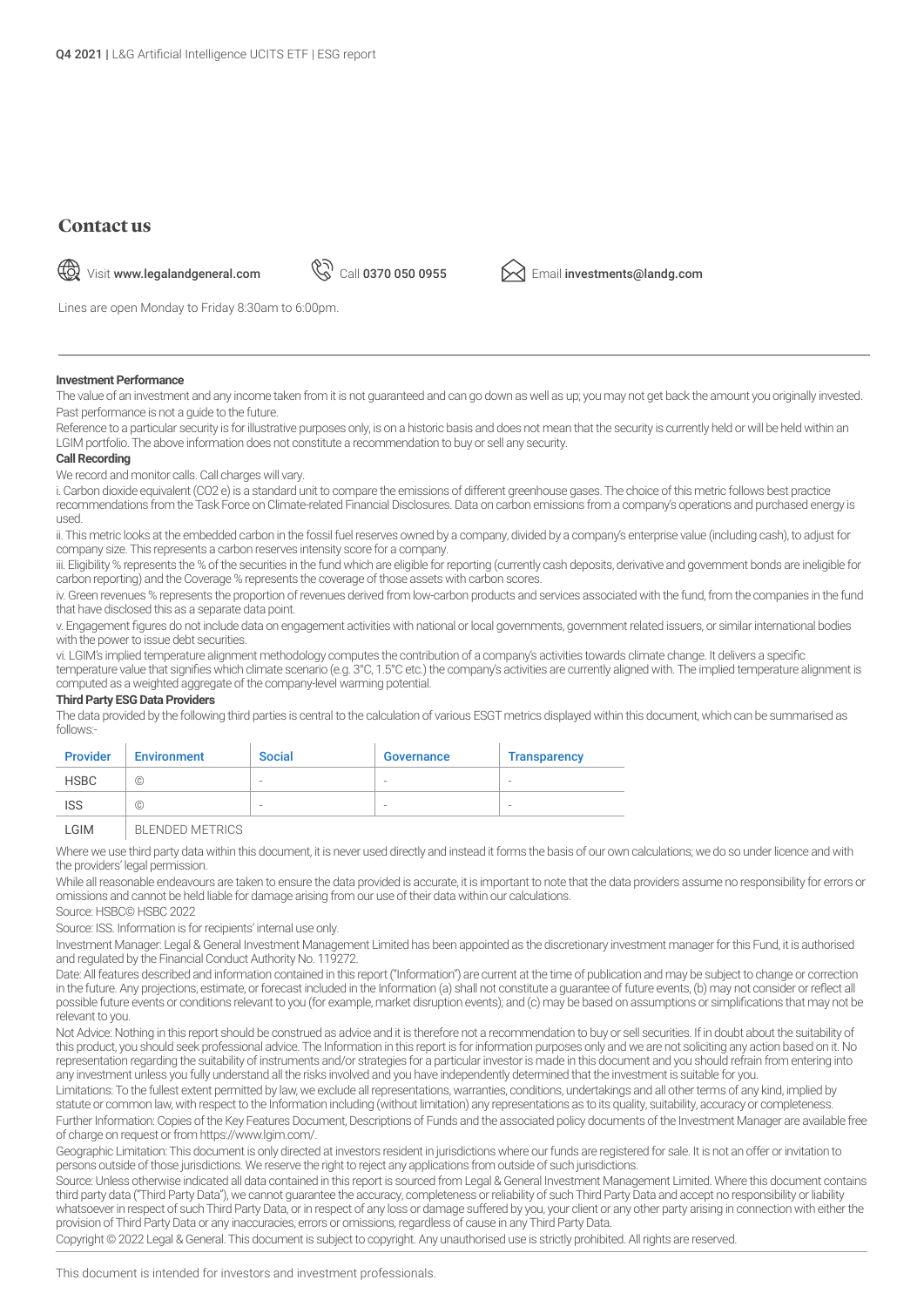## Contact us

Visit **www.legalandgeneral.com** Call **0370 050 0955** Email **investments@landg.com**

Lines are open Monday to Friday 8:30am to 6:00pm.

**Investment Performance**

The value of an investment and any income taken from it is not guaranteed and can go down as well as up; you may not get back the amount you originally invested. Past performance is not a guide to the future.

Reference to a particular security is for illustrative purposes only, is on a historic basis and does not mean that the security is currently held or will be held within an LGIM portfolio. The above information does not constitute a recommendation to buy or sell any security.

**Call Recording**

We record and monitor calls. Call charges will vary.

i. Carbon dioxide equivalent ($CO_2$ e) is a standard unit to compare the emissions of different greenhouse gases. The choice of this metric follows best practice recommendations from the Task Force on Climate-related Financial Disclosures. Data on carbon emissions from a company's operations and purchased energy is used.

ii. This metric looks at the embedded carbon in the fossil fuel reserves owned by a company, divided by a company's enterprise value (including cash), to adjust for company size. This represents a carbon reserves intensity score for a company.

iii. Eligibility % represents the % of the securities in the fund which are eligible for reporting (currently cash deposits, derivative and government bonds are ineligible for carbon reporting) and the Coverage % represents the coverage of those assets with carbon scores.

iv. Green revenues % represents the proportion of revenues derived from low-carbon products and services associated with the fund, from the companies in the fund that have disclosed this as a separate data point.

v. Engagement figures do not include data on engagement activities with national or local governments, government related issuers, or similar international bodies with the power to issue debt securities.

vi. LGIM's implied temperature alignment methodology computes the contribution of a company's activities towards climate change. It delivers a specific temperature value that signifies which climate scenario (e.g. 3°C, 1.5°C etc.) the company's activities are currently aligned with. The implied temperature alignment is computed as a weighted aggregate of the company-level warming potential.

**Third Party ESG Data Providers**

The data provided by the following third parties is central to the calculation of various ESGT metrics displayed within this document, which can be summarised as follows:-

| Provider | Environment | Social | Governance | Transparency |
|---|---|---|---|---|
| HSBC | © | - | - | - |
| ISS | © | - | - | - |
| LGIM | BLENDED METRICS | | | |

Where we use third party data within this document, it is never used directly and instead it forms the basis of our own calculations; we do so under licence and with the providers' legal permission.

While all reasonable endeavours are taken to ensure the data provided is accurate, it is important to note that the data providers assume no responsibility for errors or omissions and cannot be held liable for damage arising from our use of their data within our calculations.

Source: HSBC© HSBC 2022

Source: ISS. Information is for recipients' internal use only.

Investment Manager: Legal & General Investment Management Limited has been appointed as the discretionary investment manager for this Fund, it is authorised and regulated by the Financial Conduct Authority No. 119272.

Date: All features described and information contained in this report ("Information") are current at the time of publication and may be subject to change or correction in the future. Any projections, estimate, or forecast included in the Information (a) shall not constitute a guarantee of future events, (b) may not consider or reflect all possible future events or conditions relevant to you (for example, market disruption events); and (c) may be based on assumptions or simplifications that may not be relevant to you.

Not Advice: Nothing in this report should be construed as advice and it is therefore not a recommendation to buy or sell securities. If in doubt about the suitability of this product, you should seek professional advice. The Information in this report is for information purposes only and we are not soliciting any action based on it. No representation regarding the suitability of instruments and/or strategies for a particular investor is made in this document and you should refrain from entering into any investment unless you fully understand all the risks involved and you have independently determined that the investment is suitable for you.

Limitations: To the fullest extent permitted by law, we exclude all representations, warranties, conditions, undertakings and all other terms of any kind, implied by statute or common law, with respect to the Information including (without limitation) any representations as to its quality, suitability, accuracy or completeness.

Further Information: Copies of the Key Features Document, Descriptions of Funds and the associated policy documents of the Investment Manager are available free of charge on request or from https://www.lgim.com/.

Geographic Limitation: This document is only directed at investors resident in jurisdictions where our funds are registered for sale. It is not an offer or invitation to persons outside of those jurisdictions. We reserve the right to reject any applications from outside of such jurisdictions.

Source: Unless otherwise indicated all data contained in this report is sourced from Legal & General Investment Management Limited. Where this document contains third party data ("Third Party Data"), we cannot guarantee the accuracy, completeness or reliability of such Third Party Data and accept no responsibility or liability whatsoever in respect of such Third Party Data, or in respect of any loss or damage suffered by you, your client or any other party arising in connection with either the provision of Third Party Data or any inaccuracies, errors or omissions, regardless of cause in any Third Party Data.

Copyright © 2022 Legal & General. This document is subject to copyright. Any unauthorised use is strictly prohibited. All rights are reserved.

This document is intended for investors and investment professionals.